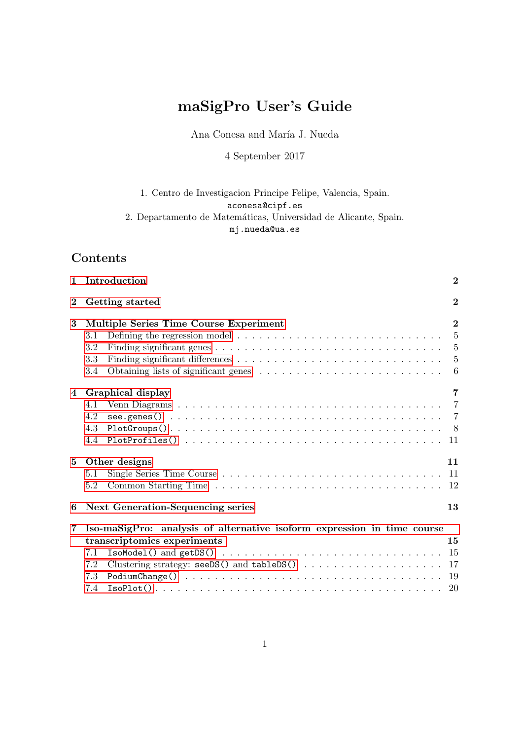# maSigPro User's Guide

Ana Conesa and María J. Nueda

4 September 2017

1. Centro de Investigacion Principe Felipe, Valencia, Spain.
`aconesa@cipf.es`
2. Departamento de Matemáticas, Universidad de Alicante, Spain.
`mj.nueda@ua.es`

## Contents

- **1 Introduction** — 2
- **2 Getting started** — 2
- **3 Multiple Series Time Course Experiment** — 2
  - 3.1 Defining the regression model — 5
  - 3.2 Finding significant genes — 5
  - 3.3 Finding significant differences — 5
  - 3.4 Obtaining lists of significant genes — 6
- **4 Graphical display** — 7
  - 4.1 Venn Diagrams — 7
  - 4.2 `see.genes()` — 7
  - 4.3 `PlotGroups()` — 8
  - 4.4 `PlotProfiles()` — 11
- **5 Other designs** — 11
  - 5.1 Single Series Time Course — 11
  - 5.2 Common Starting Time — 12
- **6 Next Generation-Sequencing series** — 13
- **7 Iso-maSigPro: analysis of alternative isoform expression in time course transcriptomics experiments** — 15
  - 7.1 `IsoModel()` and `getDS()` — 15
  - 7.2 Clustering strategy: `seeDS()` and `tableDS()` — 17
  - 7.3 `PodiumChange()` — 19
  - 7.4 `IsoPlot()` — 20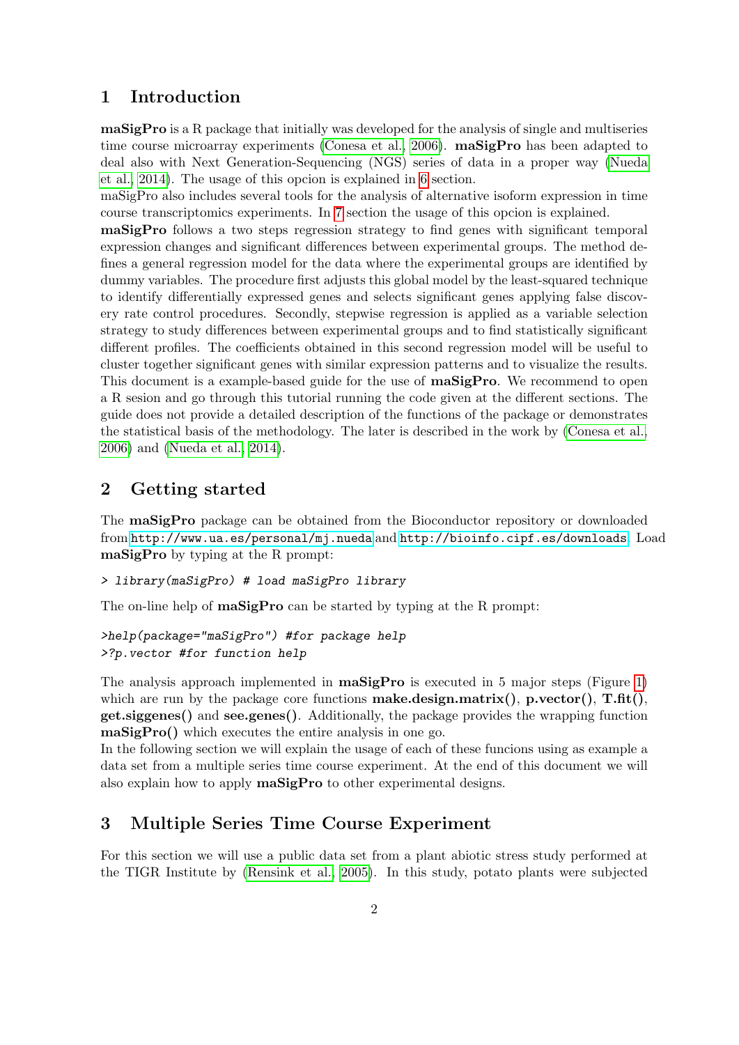# 1 Introduction

**maSigPro** is a R package that initially was developed for the analysis of single and multiseries time course microarray experiments (Conesa et al., 2006). **maSigPro** has been adapted to deal also with Next Generation-Sequencing (NGS) series of data in a proper way (Nueda et al., 2014). The usage of this opcion is explained in 6 section.

maSigPro also includes several tools for the analysis of alternative isoform expression in time course transcriptomics experiments. In 7 section the usage of this opcion is explained.

**maSigPro** follows a two steps regression strategy to find genes with significant temporal expression changes and significant differences between experimental groups. The method defines a general regression model for the data where the experimental groups are identified by dummy variables. The procedure first adjusts this global model by the least-squared technique to identify differentially expressed genes and selects significant genes applying false discovery rate control procedures. Secondly, stepwise regression is applied as a variable selection strategy to study differences between experimental groups and to find statistically significant different profiles. The coefficients obtained in this second regression model will be useful to cluster together significant genes with similar expression patterns and to visualize the results. This document is a example-based guide for the use of **maSigPro**. We recommend to open a R sesion and go through this tutorial running the code given at the different sections. The guide does not provide a detailed description of the functions of the package or demonstrates the statistical basis of the methodology. The later is described in the work by (Conesa et al., 2006) and (Nueda et al., 2014).

# 2 Getting started

The **maSigPro** package can be obtained from the Bioconductor repository or downloaded from http://www.ua.es/personal/mj.nueda and http://bioinfo.cipf.es/downloads. Load **maSigPro** by typing at the R prompt:

```
> library(maSigPro) # load maSigPro library
```

The on-line help of **maSigPro** can be started by typing at the R prompt:

```
>help(package="maSigPro") #for package help
>?p.vector #for function help
```

The analysis approach implemented in **maSigPro** is executed in 5 major steps (Figure 1) which are run by the package core functions **make.design.matrix()**, **p.vector()**, **T.fit()**, **get.siggenes()** and **see.genes()**. Additionally, the package provides the wrapping function **maSigPro()** which executes the entire analysis in one go.

In the following section we will explain the usage of each of these funcions using as example a data set from a multiple series time course experiment. At the end of this document we will also explain how to apply **maSigPro** to other experimental designs.

# 3 Multiple Series Time Course Experiment

For this section we will use a public data set from a plant abiotic stress study performed at the TIGR Institute by (Rensink et al., 2005). In this study, potato plants were subjected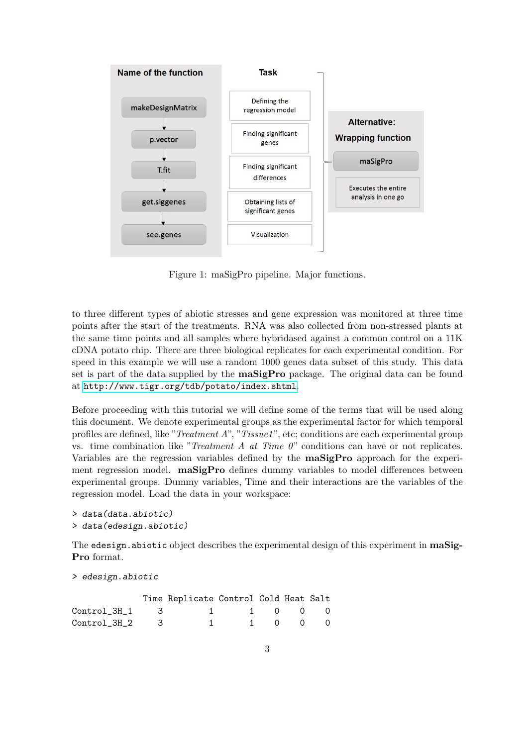| Name of the function | Task |
|---|---|
| makeDesignMatrix | Defining the regression model |
| p.vector | Finding significant genes |
| T.fit | Finding significant differences |
| get.siggenes | Obtaining lists of significant genes |
| see.genes | Visualization |

**Alternative: Wrapping function**

maSigPro — Executes the entire analysis in one go

Figure 1: maSigPro pipeline. Major functions.

to three different types of abiotic stresses and gene expression was monitored at three time points after the start of the treatments. RNA was also collected from non-stressed plants at the same time points and all samples where hybridased against a common control on a 11K cDNA potato chip. There are three biological replicates for each experimental condition. For speed in this example we will use a random 1000 genes data subset of this study. This data set is part of the data supplied by the **maSigPro** package. The original data can be found at http://www.tigr.org/tdb/potato/index.shtml.

Before proceeding with this tutorial we will define some of the terms that will be used along this document. We denote experimental groups as the experimental factor for which temporal profiles are defined, like "*Treatment A*", "*Tissue1*", etc; conditions are each experimental group vs. time combination like "*Treatment A at Time 0*" conditions can have or not replicates. Variables are the regression variables defined by the **maSigPro** approach for the experiment regression model. **maSigPro** defines dummy variables to model differences between experimental groups. Dummy variables, Time and their interactions are the variables of the regression model. Load the data in your workspace:

```
> data(data.abiotic)
> data(edesign.abiotic)
```

The `edesign.abiotic` object describes the experimental design of this experiment in **maSigPro** format.

```
> edesign.abiotic

             Time Replicate Control Cold Heat Salt
Control_3H_1    3         1       1    0    0    0
Control_3H_2    3         1       1    0    0    0
```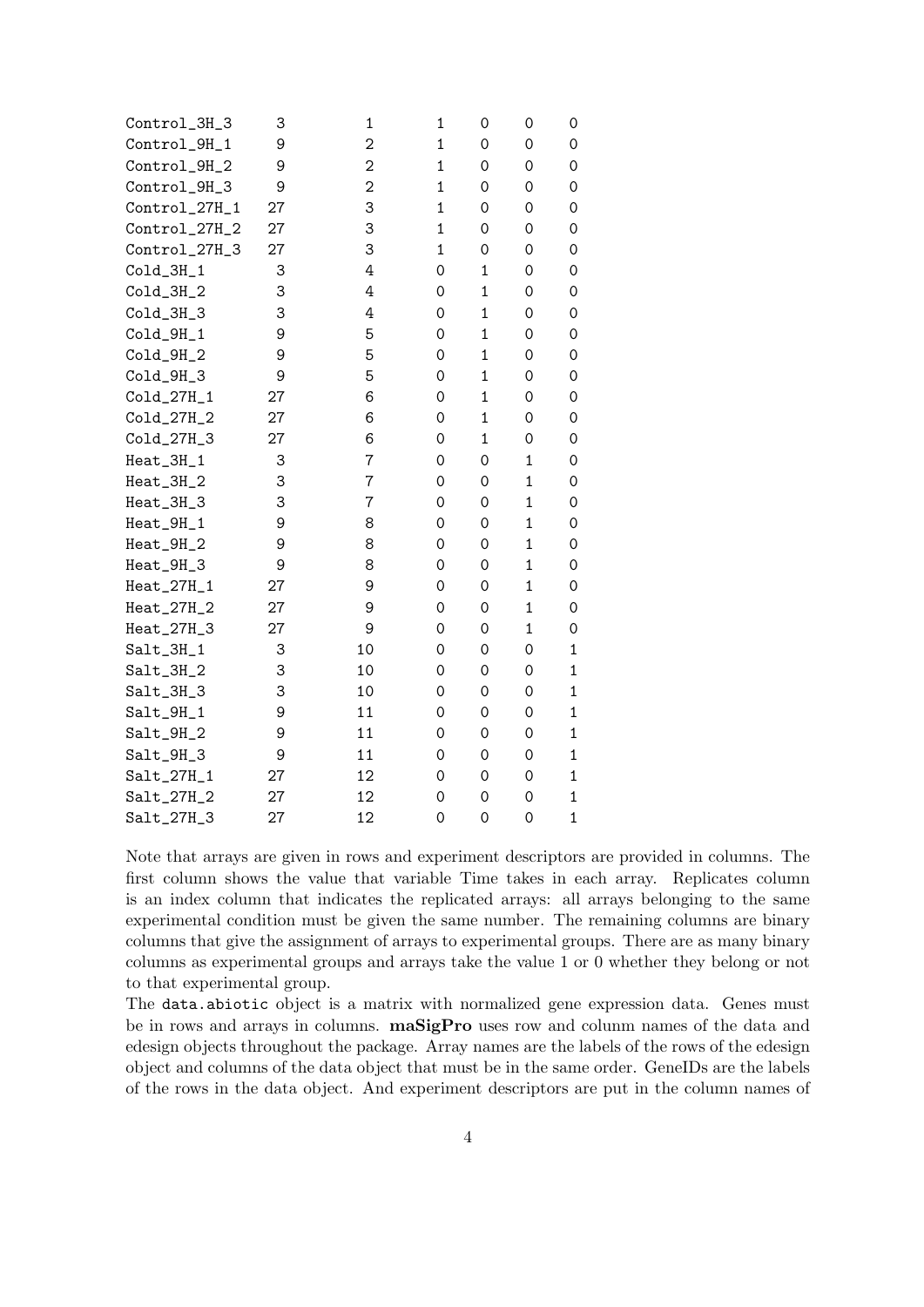```
Control_3H_3     3     1    1   0   0   0
Control_9H_1     9     2    1   0   0   0
Control_9H_2     9     2    1   0   0   0
Control_9H_3     9     2    1   0   0   0
Control_27H_1   27     3    1   0   0   0
Control_27H_2   27     3    1   0   0   0
Control_27H_3   27     3    1   0   0   0
Cold_3H_1        3     4    0   1   0   0
Cold_3H_2        3     4    0   1   0   0
Cold_3H_3        3     4    0   1   0   0
Cold_9H_1        9     5    0   1   0   0
Cold_9H_2        9     5    0   1   0   0
Cold_9H_3        9     5    0   1   0   0
Cold_27H_1      27     6    0   1   0   0
Cold_27H_2      27     6    0   1   0   0
Cold_27H_3      27     6    0   1   0   0
Heat_3H_1        3     7    0   0   1   0
Heat_3H_2        3     7    0   0   1   0
Heat_3H_3        3     7    0   0   1   0
Heat_9H_1        9     8    0   0   1   0
Heat_9H_2        9     8    0   0   1   0
Heat_9H_3        9     8    0   0   1   0
Heat_27H_1      27     9    0   0   1   0
Heat_27H_2      27     9    0   0   1   0
Heat_27H_3      27     9    0   0   1   0
Salt_3H_1        3    10    0   0   0   1
Salt_3H_2        3    10    0   0   0   1
Salt_3H_3        3    10    0   0   0   1
Salt_9H_1        9    11    0   0   0   1
Salt_9H_2        9    11    0   0   0   1
Salt_9H_3        9    11    0   0   0   1
Salt_27H_1      27    12    0   0   0   1
Salt_27H_2      27    12    0   0   0   1
Salt_27H_3      27    12    0   0   0   1
```

Note that arrays are given in rows and experiment descriptors are provided in columns. The first column shows the value that variable Time takes in each array. Replicates column is an index column that indicates the replicated arrays: all arrays belonging to the same experimental condition must be given the same number. The remaining columns are binary columns that give the assignment of arrays to experimental groups. There are as many binary columns as experimental groups and arrays take the value 1 or 0 whether they belong or not to that experimental group.

The `data.abiotic` object is a matrix with normalized gene expression data. Genes must be in rows and arrays in columns. **maSigPro** uses row and colunm names of the data and edesign objects throughout the package. Array names are the labels of the rows of the edesign object and columns of the data object that must be in the same order. GeneIDs are the labels of the rows in the data object. And experiment descriptors are put in the column names of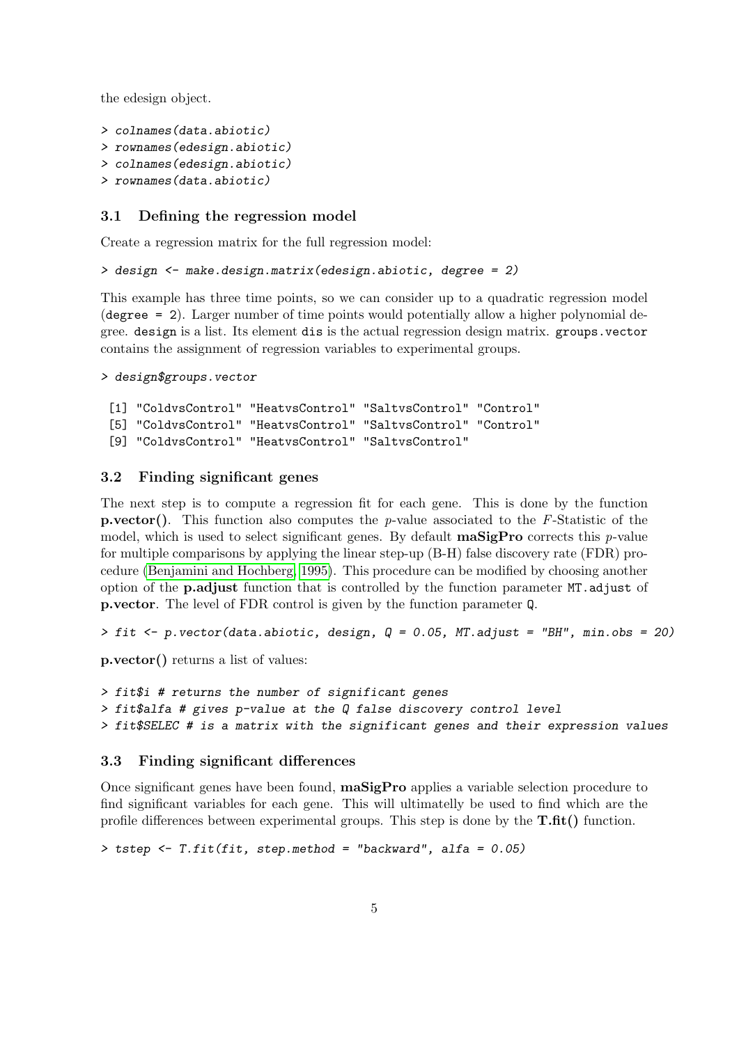the edesign object.

```
> colnames(data.abiotic)
> rownames(edesign.abiotic)
> colnames(edesign.abiotic)
> rownames(data.abiotic)
```

### 3.1 Defining the regression model

Create a regression matrix for the full regression model:

```
> design <- make.design.matrix(edesign.abiotic, degree = 2)
```

This example has three time points, so we can consider up to a quadratic regression model (`degree = 2`). Larger number of time points would potentially allow a higher polynomial degree. `design` is a list. Its element `dis` is the actual regression design matrix. `groups.vector` contains the assignment of regression variables to experimental groups.

```
> design$groups.vector

 [1] "ColdvsControl" "HeatvsControl" "SaltvsControl" "Control"
 [5] "ColdvsControl" "HeatvsControl" "SaltvsControl" "Control"
 [9] "ColdvsControl" "HeatvsControl" "SaltvsControl"
```

### 3.2 Finding significant genes

The next step is to compute a regression fit for each gene. This is done by the function **p.vector()**. This function also computes the $p$-value associated to the $F$-Statistic of the model, which is used to select significant genes. By default **maSigPro** corrects this $p$-value for multiple comparisons by applying the linear step-up (B-H) false discovery rate (FDR) procedure (Benjamini and Hochberg, 1995). This procedure can be modified by choosing another option of the **p.adjust** function that is controlled by the function parameter `MT.adjust` of **p.vector**. The level of FDR control is given by the function parameter `Q`.

```
> fit <- p.vector(data.abiotic, design, Q = 0.05, MT.adjust = "BH", min.obs = 20)
```

**p.vector()** returns a list of values:

```
> fit$i # returns the number of significant genes
> fit$alfa # gives p-value at the Q false discovery control level
> fit$SELEC # is a matrix with the significant genes and their expression values
```

### 3.3 Finding significant differences

Once significant genes have been found, **maSigPro** applies a variable selection procedure to find significant variables for each gene. This will ultimately be used to find which are the profile differences between experimental groups. This step is done by the **T.fit()** function.

```
> tstep <- T.fit(fit, step.method = "backward", alfa = 0.05)
```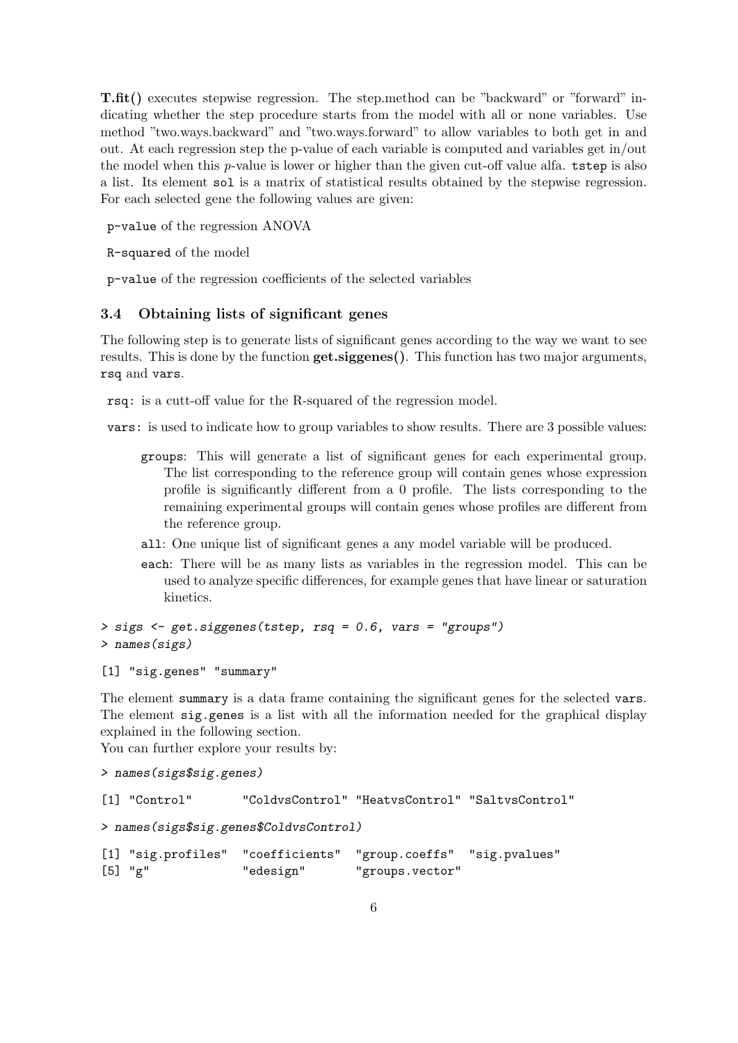**T.fit()** executes stepwise regression. The step.method can be "backward" or "forward" indicating whether the step procedure starts from the model with all or none variables. Use method "two.ways.backward" and "two.ways.forward" to allow variables to both get in and out. At each regression step the p-value of each variable is computed and variables get in/out the model when this *p*-value is lower or higher than the given cut-off value alfa. `tstep` is also a list. Its element `sol` is a matrix of statistical results obtained by the stepwise regression. For each selected gene the following values are given:

`p-value` of the regression ANOVA

`R-squared` of the model

`p-value` of the regression coefficients of the selected variables

### 3.4 Obtaining lists of significant genes

The following step is to generate lists of significant genes according to the way we want to see results. This is done by the function **get.siggenes()**. This function has two major arguments, `rsq` and `vars`.

`rsq`: is a cutt-off value for the R-squared of the regression model.

`vars`: is used to indicate how to group variables to show results. There are 3 possible values:

- `groups`: This will generate a list of significant genes for each experimental group. The list corresponding to the reference group will contain genes whose expression profile is significantly different from a 0 profile. The lists corresponding to the remaining experimental groups will contain genes whose profiles are different from the reference group.
- `all`: One unique list of significant genes a any model variable will be produced.
- `each`: There will be as many lists as variables in the regression model. This can be used to analyze specific differences, for example genes that have linear or saturation kinetics.

```
> sigs <- get.siggenes(tstep, rsq = 0.6, vars = "groups")
> names(sigs)

[1] "sig.genes" "summary"
```

The element `summary` is a data frame containing the significant genes for the selected `vars`. The element `sig.genes` is a list with all the information needed for the graphical display explained in the following section.
You can further explore your results by:

```
> names(sigs$sig.genes)

[1] "Control"       "ColdvsControl" "HeatvsControl" "SaltvsControl"

> names(sigs$sig.genes$ColdvsControl)

[1] "sig.profiles"  "coefficients"  "group.coeffs"  "sig.pvalues"
[5] "g"             "edesign"       "groups.vector"
```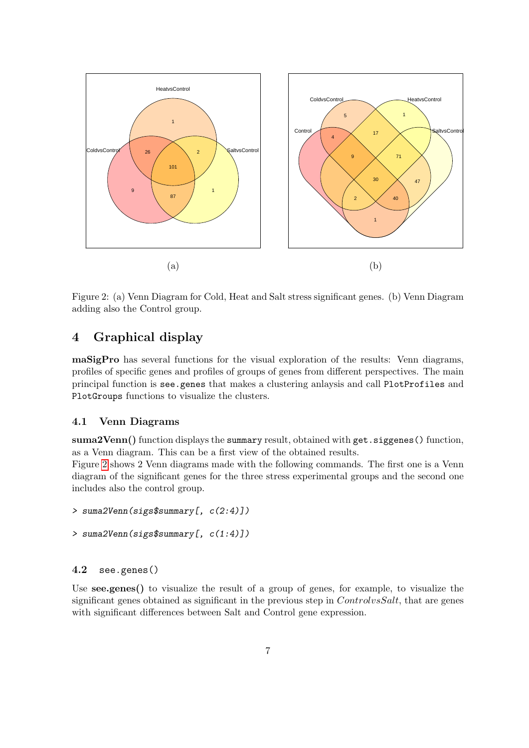Figure 2: (a) Venn Diagram for Cold, Heat and Salt stress significant genes. (b) Venn Diagram adding also the Control group.

## 4 Graphical display

**maSigPro** has several functions for the visual exploration of the results: Venn diagrams, profiles of specific genes and profiles of groups of genes from different perspectives. The main principal function is `see.genes` that makes a clustering anlaysis and call `PlotProfiles` and `PlotGroups` functions to visualize the clusters.

### 4.1 Venn Diagrams

**suma2Venn()** function displays the `summary` result, obtained with `get.siggenes()` function, as a Venn diagram. This can be a first view of the obtained results.
Figure 2 shows 2 Venn diagrams made with the following commands. The first one is a Venn diagram of the significant genes for the three stress experimental groups and the second one includes also the control group.

```
> suma2Venn(sigs$summary[, c(2:4)])
```

```
> suma2Venn(sigs$summary[, c(1:4)])
```

### 4.2 `see.genes()`

Use **see.genes()** to visualize the result of a group of genes, for example, to visualize the significant genes obtained as significant in the previous step in *ControlvsSalt*, that are genes with significant differences between Salt and Control gene expression.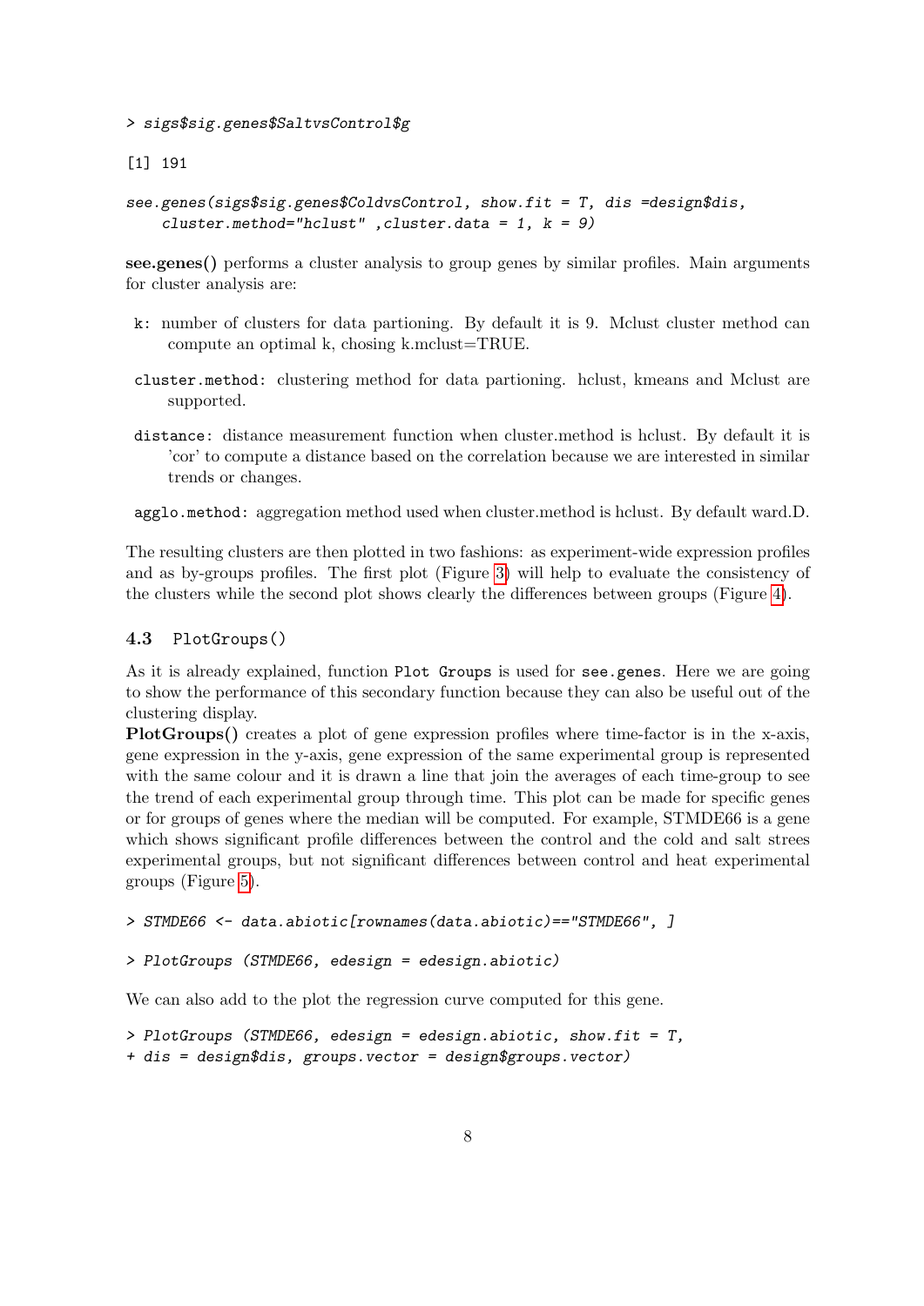```
> sigs$sig.genes$SaltvsControl$g

[1] 191

see.genes(sigs$sig.genes$ColdvsControl, show.fit = T, dis =design$dis,
    cluster.method="hclust" ,cluster.data = 1, k = 9)
```

**see.genes()** performs a cluster analysis to group genes by similar profiles. Main arguments for cluster analysis are:

- `k`: number of clusters for data partioning. By default it is 9. Mclust cluster method can compute an optimal k, chosing k.mclust=TRUE.
- `cluster.method`: clustering method for data partioning. hclust, kmeans and Mclust are supported.
- `distance`: distance measurement function when cluster.method is hclust. By default it is 'cor' to compute a distance based on the correlation because we are interested in similar trends or changes.
- `agglo.method`: aggregation method used when cluster.method is hclust. By default ward.D.

The resulting clusters are then plotted in two fashions: as experiment-wide expression profiles and as by-groups profiles. The first plot (Figure 3) will help to evaluate the consistency of the clusters while the second plot shows clearly the differences between groups (Figure 4).

### 4.3 `PlotGroups()`

As it is already explained, function `Plot Groups` is used for `see.genes`. Here we are going to show the performance of this secondary function because they can also be useful out of the clustering display.

**PlotGroups()** creates a plot of gene expression profiles where time-factor is in the x-axis, gene expression in the y-axis, gene expression of the same experimental group is represented with the same colour and it is drawn a line that join the averages of each time-group to see the trend of each experimental group through time. This plot can be made for specific genes or for groups of genes where the median will be computed. For example, STMDE66 is a gene which shows significant profile differences between the control and the cold and salt strees experimental groups, but not significant differences between control and heat experimental groups (Figure 5).

```
> STMDE66 <- data.abiotic[rownames(data.abiotic)=="STMDE66", ]

> PlotGroups (STMDE66, edesign = edesign.abiotic)
```

We can also add to the plot the regression curve computed for this gene.

```
> PlotGroups (STMDE66, edesign = edesign.abiotic, show.fit = T,
+ dis = design$dis, groups.vector = design$groups.vector)
```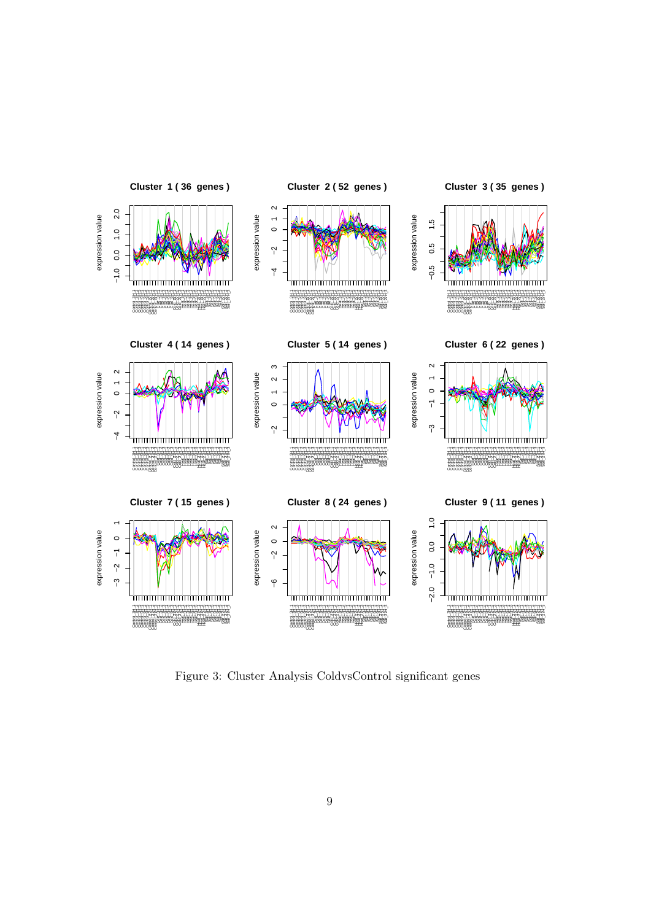Figure 3: Cluster Analysis ColdvsControl significant genes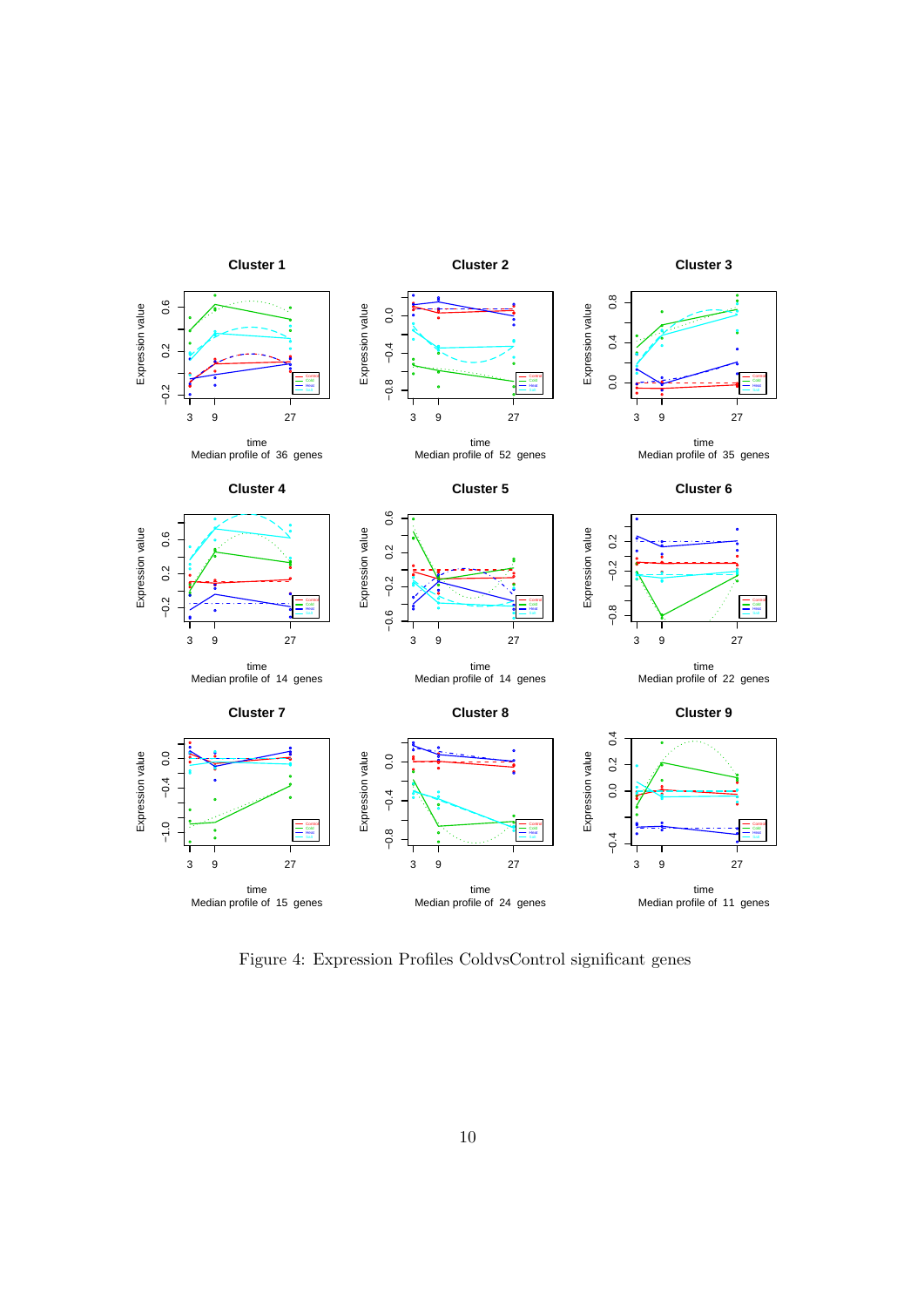Figure 4: Expression Profiles ColdvsControl significant genes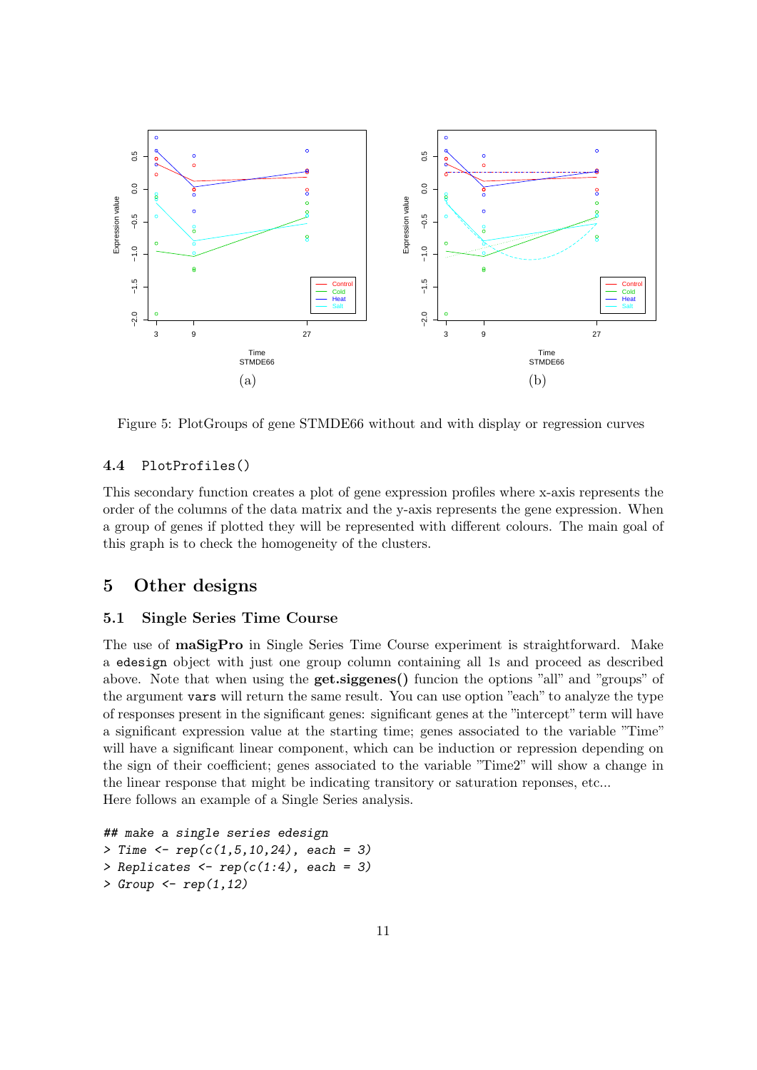Figure 5: PlotGroups of gene STMDE66 without and with display or regression curves

### 4.4 PlotProfiles()

This secondary function creates a plot of gene expression profiles where x-axis represents the order of the columns of the data matrix and the y-axis represents the gene expression. When a group of genes if plotted they will be represented with different colours. The main goal of this graph is to check the homogeneity of the clusters.

## 5 Other designs

### 5.1 Single Series Time Course

The use of **maSigPro** in Single Series Time Course experiment is straightforward. Make a `edesign` object with just one group column containing all 1s and proceed as described above. Note that when using the **get.siggenes()** funcion the options "all" and "groups" of the argument `vars` will return the same result. You can use option "each" to analyze the type of responses present in the significant genes: significant genes at the "intercept" term will have a significant expression value at the starting time; genes associated to the variable "Time" will have a significant linear component, which can be induction or repression depending on the sign of their coefficient; genes associated to the variable "Time2" will show a change in the linear response that might be indicating transitory or saturation reponses, etc...
Here follows an example of a Single Series analysis.

```
## make a single series edesign
> Time <- rep(c(1,5,10,24), each = 3)
> Replicates <- rep(c(1:4), each = 3)
> Group <- rep(1,12)
```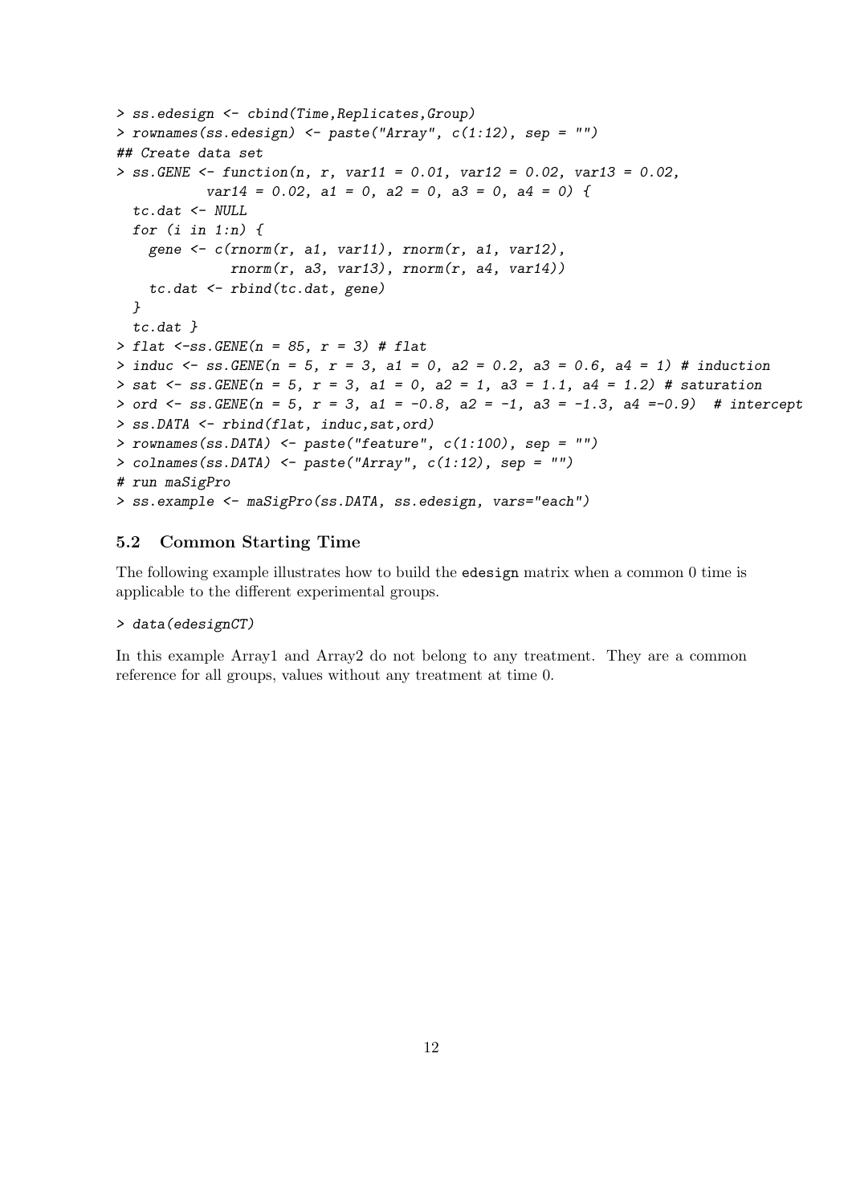```
> ss.edesign <- cbind(Time,Replicates,Group)
> rownames(ss.edesign) <- paste("Array", c(1:12), sep = "")
## Create data set
> ss.GENE <- function(n, r, var11 = 0.01, var12 = 0.02, var13 = 0.02,
           var14 = 0.02, a1 = 0, a2 = 0, a3 = 0, a4 = 0) {
  tc.dat <- NULL
  for (i in 1:n) {
    gene <- c(rnorm(r, a1, var11), rnorm(r, a1, var12),
              rnorm(r, a3, var13), rnorm(r, a4, var14))
    tc.dat <- rbind(tc.dat, gene)
  }
  tc.dat }
> flat <-ss.GENE(n = 85, r = 3) # flat
> induc <- ss.GENE(n = 5, r = 3, a1 = 0, a2 = 0.2, a3 = 0.6, a4 = 1) # induction
> sat <- ss.GENE(n = 5, r = 3, a1 = 0, a2 = 1, a3 = 1.1, a4 = 1.2) # saturation
> ord <- ss.GENE(n = 5, r = 3, a1 = -0.8, a2 = -1, a3 = -1.3, a4 =-0.9)  # intercept
> ss.DATA <- rbind(flat, induc,sat,ord)
> rownames(ss.DATA) <- paste("feature", c(1:100), sep = "")
> colnames(ss.DATA) <- paste("Array", c(1:12), sep = "")
# run maSigPro
> ss.example <- maSigPro(ss.DATA, ss.edesign, vars="each")
```

### 5.2 Common Starting Time

The following example illustrates how to build the edesign matrix when a common 0 time is applicable to the different experimental groups.

```
> data(edesignCT)
```

In this example Array1 and Array2 do not belong to any treatment. They are a common reference for all groups, values without any treatment at time 0.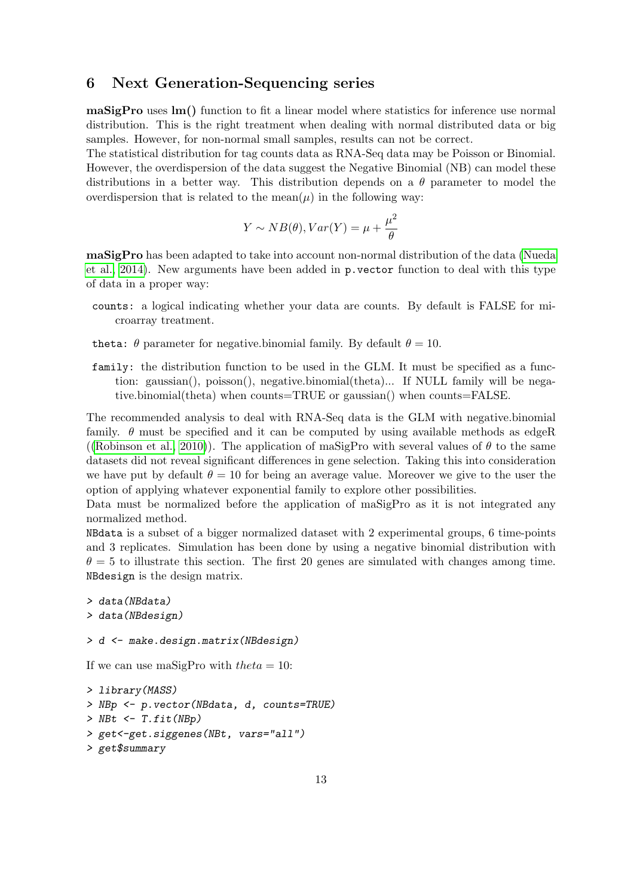## 6 Next Generation-Sequencing series

**maSigPro** uses **lm()** function to fit a linear model where statistics for inference use normal distribution. This is the right treatment when dealing with normal distributed data or big samples. However, for non-normal small samples, results can not be correct.
The statistical distribution for tag counts data as RNA-Seq data may be Poisson or Binomial. However, the overdispersion of the data suggest the Negative Binomial (NB) can model these distributions in a better way. This distribution depends on a $\theta$ parameter to model the overdispersion that is related to the mean($\mu$) in the following way:

$$Y \sim NB(\theta), Var(Y) = \mu + \frac{\mu^2}{\theta}$$

**maSigPro** has been adapted to take into account non-normal distribution of the data (Nueda et al., 2014). New arguments have been added in `p.vector` function to deal with this type of data in a proper way:

`counts`: a logical indicating whether your data are counts. By default is FALSE for microarray treatment.

`theta`: $\theta$ parameter for negative.binomial family. By default $\theta = 10$.

`family`: the distribution function to be used in the GLM. It must be specified as a function: gaussian(), poisson(), negative.binomial(theta)... If NULL family will be negative.binomial(theta) when counts=TRUE or gaussian() when counts=FALSE.

The recommended analysis to deal with RNA-Seq data is the GLM with negative.binomial family. $\theta$ must be specified and it can be computed by using available methods as edgeR ((Robinson et al., 2010)). The application of maSigPro with several values of $\theta$ to the same datasets did not reveal significant differences in gene selection. Taking this into consideration we have put by default $\theta = 10$ for being an average value. Moreover we give to the user the option of applying whatever exponential family to explore other possibilities.
Data must be normalized before the application of maSigPro as it is not integrated any normalized method.
`NBdata` is a subset of a bigger normalized dataset with 2 experimental groups, 6 time-points and 3 replicates. Simulation has been done by using a negative binomial distribution with $\theta = 5$ to illustrate this section. The first 20 genes are simulated with changes among time. `NBdesign` is the design matrix.

```
> data(NBdata)
> data(NBdesign)
```

```
> d <- make.design.matrix(NBdesign)
```

If we can use maSigPro with $theta = 10$:

```
> library(MASS)
> NBp <- p.vector(NBdata, d, counts=TRUE)
> NBt <- T.fit(NBp)
> get<-get.siggenes(NBt, vars="all")
> get$summary
```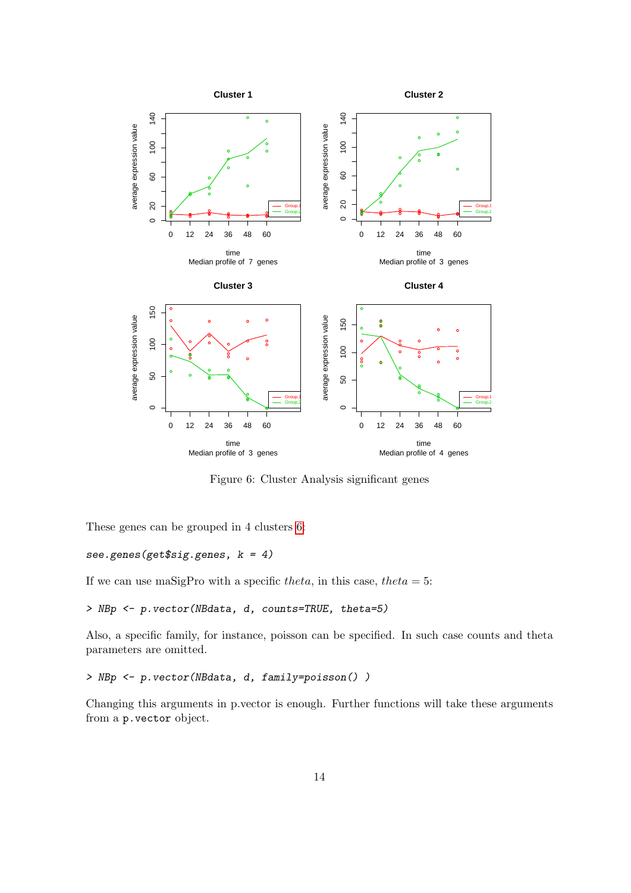Figure 6: Cluster Analysis significant genes

These genes can be grouped in 4 clusters 6:

```
see.genes(get$sig.genes, k = 4)
```

If we can use maSigPro with a specific *theta*, in this case, $theta = 5$:

```
> NBp <- p.vector(NBdata, d, counts=TRUE, theta=5)
```

Also, a specific family, for instance, poisson can be specified. In such case counts and theta parameters are omitted.

```
> NBp <- p.vector(NBdata, d, family=poisson() )
```

Changing this arguments in p.vector is enough. Further functions will take these arguments from a `p.vector` object.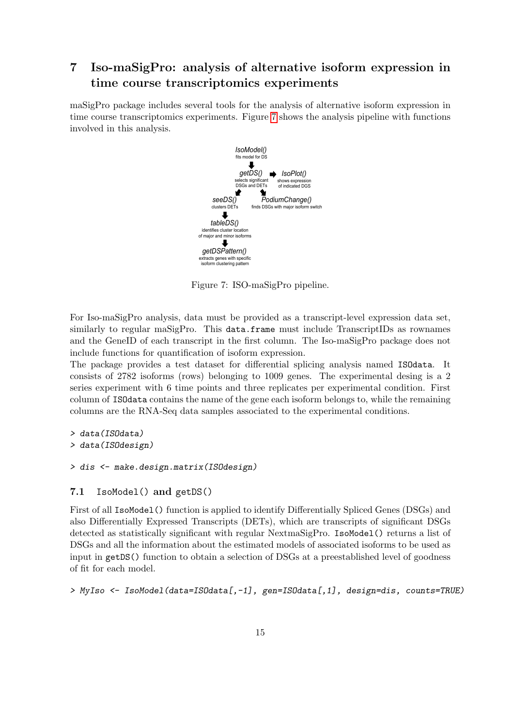## 7 Iso-maSigPro: analysis of alternative isoform expression in time course transcriptomics experiments

maSigPro package includes several tools for the analysis of alternative isoform expression in time course transcriptomics experiments. Figure 7 shows the analysis pipeline with functions involved in this analysis.

Figure 7: ISO-maSigPro pipeline.

For Iso-maSigPro analysis, data must be provided as a transcript-level expression data set, similarly to regular maSigPro. This `data.frame` must include TranscriptIDs as rownames and the GeneID of each transcript in the first column. The Iso-maSigPro package does not include functions for quantification of isoform expression.

The package provides a test dataset for differential splicing analysis named `ISOdata`. It consists of 2782 isoforms (rows) belonging to 1009 genes. The experimental desing is a 2 series experiment with 6 time points and three replicates per experimental condition. First column of `ISOdata` contains the name of the gene each isoform belongs to, while the remaining columns are the RNA-Seq data samples associated to the experimental conditions.

```
> data(ISOdata)
> data(ISOdesign)
```

```
> dis <- make.design.matrix(ISOdesign)
```

### 7.1 IsoModel() and getDS()

First of all `IsoModel()` function is applied to identify Differentially Spliced Genes (DSGs) and also Differentially Expressed Transcripts (DETs), which are transcripts of significant DSGs detected as statistically significant with regular NextmaSigPro. `IsoModel()` returns a list of DSGs and all the information about the estimated models of associated isoforms to be used as input in `getDS()` function to obtain a selection of DSGs at a preestablished level of goodness of fit for each model.

```
> MyIso <- IsoModel(data=ISOdata[,-1], gen=ISOdata[,1], design=dis, counts=TRUE)
```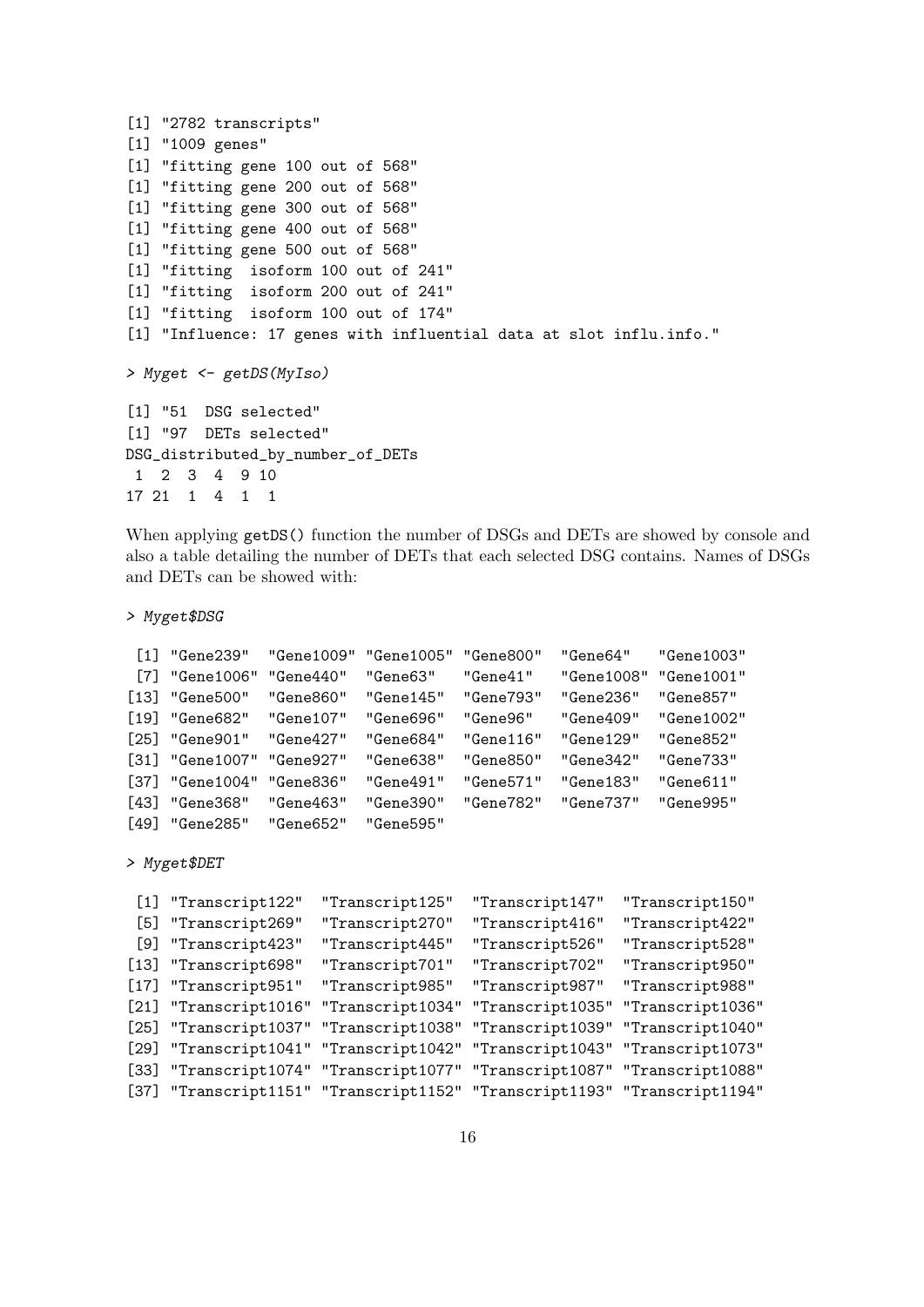```
[1] "2782 transcripts"
[1] "1009 genes"
[1] "fitting gene 100 out of 568"
[1] "fitting gene 200 out of 568"
[1] "fitting gene 300 out of 568"
[1] "fitting gene 400 out of 568"
[1] "fitting gene 500 out of 568"
[1] "fitting  isoform 100 out of 241"
[1] "fitting  isoform 200 out of 241"
[1] "fitting  isoform 100 out of 174"
[1] "Influence: 17 genes with influential data at slot influ.info."
```

```
> Myget <- getDS(MyIso)
```

```
[1] "51  DSG selected"
[1] "97  DETs selected"
DSG_distributed_by_number_of_DETs
 1  2  3  4  9 10
17 21  1  4  1  1
```

When applying getDS() function the number of DSGs and DETs are showed by console and also a table detailing the number of DETs that each selected DSG contains. Names of DSGs and DETs can be showed with:

```
> Myget$DSG
```

```
 [1] "Gene239"  "Gene1009" "Gene1005" "Gene800"  "Gene64"   "Gene1003"
 [7] "Gene1006" "Gene440"  "Gene63"   "Gene41"   "Gene1008" "Gene1001"
[13] "Gene500"  "Gene860"  "Gene145"  "Gene793"  "Gene236"  "Gene857"
[19] "Gene682"  "Gene107"  "Gene696"  "Gene96"   "Gene409"  "Gene1002"
[25] "Gene901"  "Gene427"  "Gene684"  "Gene116"  "Gene129"  "Gene852"
[31] "Gene1007" "Gene927"  "Gene638"  "Gene850"  "Gene342"  "Gene733"
[37] "Gene1004" "Gene836"  "Gene491"  "Gene571"  "Gene183"  "Gene611"
[43] "Gene368"  "Gene463"  "Gene390"  "Gene782"  "Gene737"  "Gene995"
[49] "Gene285"  "Gene652"  "Gene595"
```

```
> Myget$DET
```

```
 [1] "Transcript122"  "Transcript125"  "Transcript147"  "Transcript150"
 [5] "Transcript269"  "Transcript270"  "Transcript416"  "Transcript422"
 [9] "Transcript423"  "Transcript445"  "Transcript526"  "Transcript528"
[13] "Transcript698"  "Transcript701"  "Transcript702"  "Transcript950"
[17] "Transcript951"  "Transcript985"  "Transcript987"  "Transcript988"
[21] "Transcript1016" "Transcript1034" "Transcript1035" "Transcript1036"
[25] "Transcript1037" "Transcript1038" "Transcript1039" "Transcript1040"
[29] "Transcript1041" "Transcript1042" "Transcript1043" "Transcript1073"
[33] "Transcript1074" "Transcript1077" "Transcript1087" "Transcript1088"
[37] "Transcript1151" "Transcript1152" "Transcript1193" "Transcript1194"
```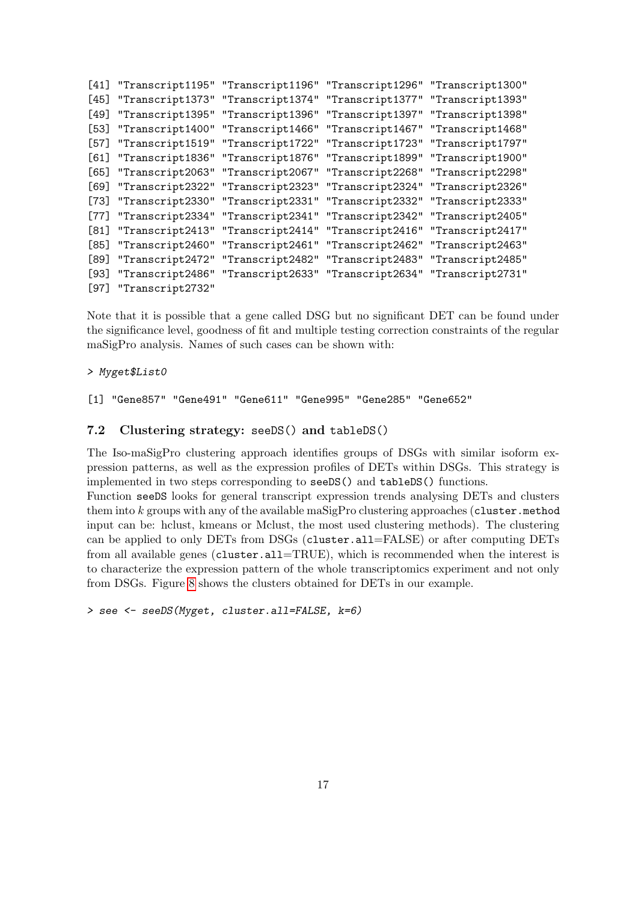```
[41] "Transcript1195" "Transcript1196" "Transcript1296" "Transcript1300"
[45] "Transcript1373" "Transcript1374" "Transcript1377" "Transcript1393"
[49] "Transcript1395" "Transcript1396" "Transcript1397" "Transcript1398"
[53] "Transcript1400" "Transcript1466" "Transcript1467" "Transcript1468"
[57] "Transcript1519" "Transcript1722" "Transcript1723" "Transcript1797"
[61] "Transcript1836" "Transcript1876" "Transcript1899" "Transcript1900"
[65] "Transcript2063" "Transcript2067" "Transcript2268" "Transcript2298"
[69] "Transcript2322" "Transcript2323" "Transcript2324" "Transcript2326"
[73] "Transcript2330" "Transcript2331" "Transcript2332" "Transcript2333"
[77] "Transcript2334" "Transcript2341" "Transcript2342" "Transcript2405"
[81] "Transcript2413" "Transcript2414" "Transcript2416" "Transcript2417"
[85] "Transcript2460" "Transcript2461" "Transcript2462" "Transcript2463"
[89] "Transcript2472" "Transcript2482" "Transcript2483" "Transcript2485"
[93] "Transcript2486" "Transcript2633" "Transcript2634" "Transcript2731"
[97] "Transcript2732"
```

Note that it is possible that a gene called DSG but no significant DET can be found under the significance level, goodness of fit and multiple testing correction constraints of the regular maSigPro analysis. Names of such cases can be shown with:

```
> Myget$List0
```

```
[1] "Gene857" "Gene491" "Gene611" "Gene995" "Gene285" "Gene652"
```

### 7.2 Clustering strategy: `seeDS()` and `tableDS()`

The Iso-maSigPro clustering approach identifies groups of DSGs with similar isoform expression patterns, as well as the expression profiles of DETs within DSGs. This strategy is implemented in two steps corresponding to `seeDS()` and `tableDS()` functions.

Function `seeDS` looks for general transcript expression trends analysing DETs and clusters them into $k$ groups with any of the available maSigPro clustering approaches (`cluster.method` input can be: hclust, kmeans or Mclust, the most used clustering methods). The clustering can be applied to only DETs from DSGs (`cluster.all`=FALSE) or after computing DETs from all available genes (`cluster.all`=TRUE), which is recommended when the interest is to characterize the expression pattern of the whole transcriptomics experiment and not only from DSGs. Figure 8 shows the clusters obtained for DETs in our example.

```
> see <- seeDS(Myget, cluster.all=FALSE, k=6)
```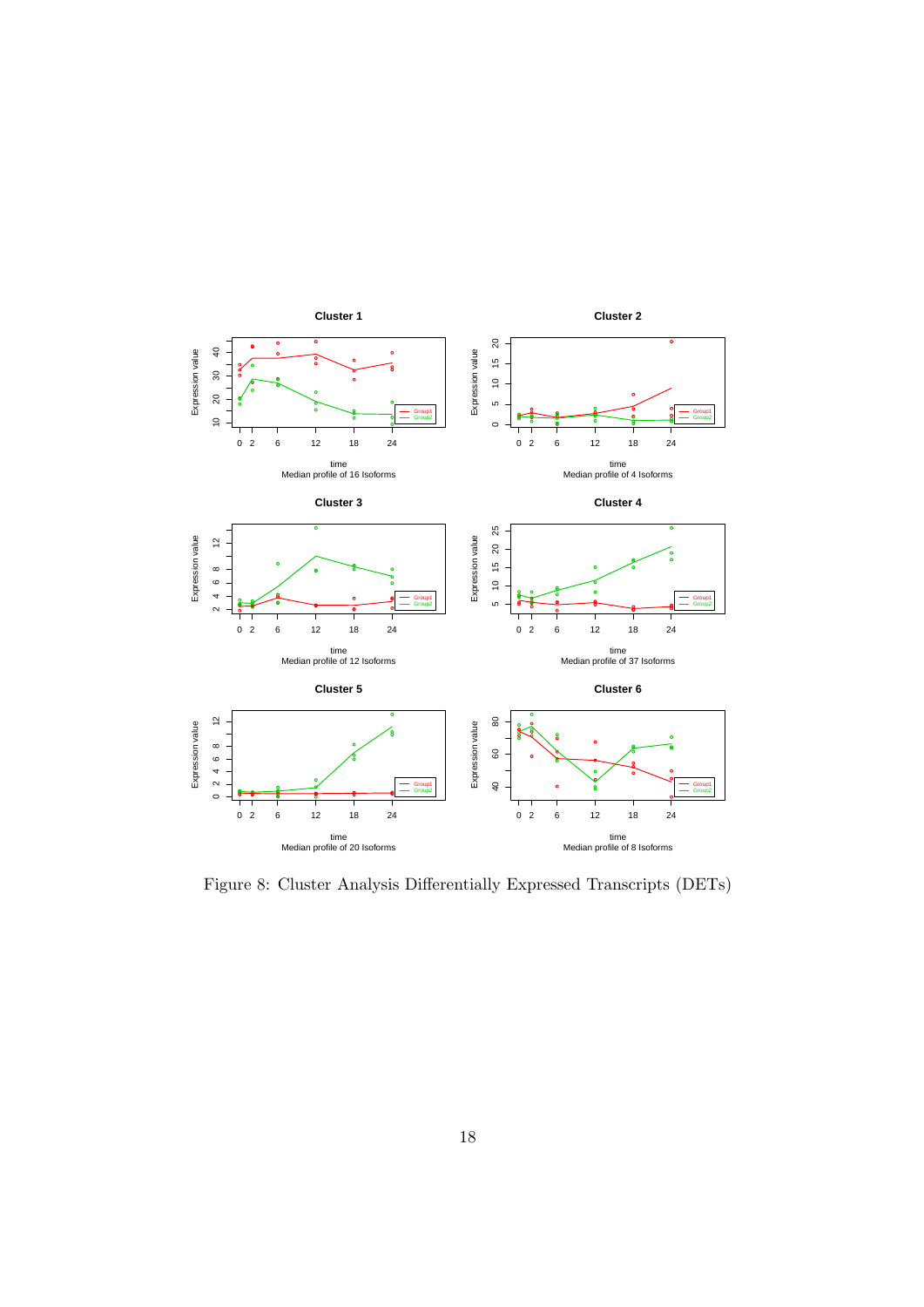Figure 8: Cluster Analysis Differentially Expressed Transcripts (DETs)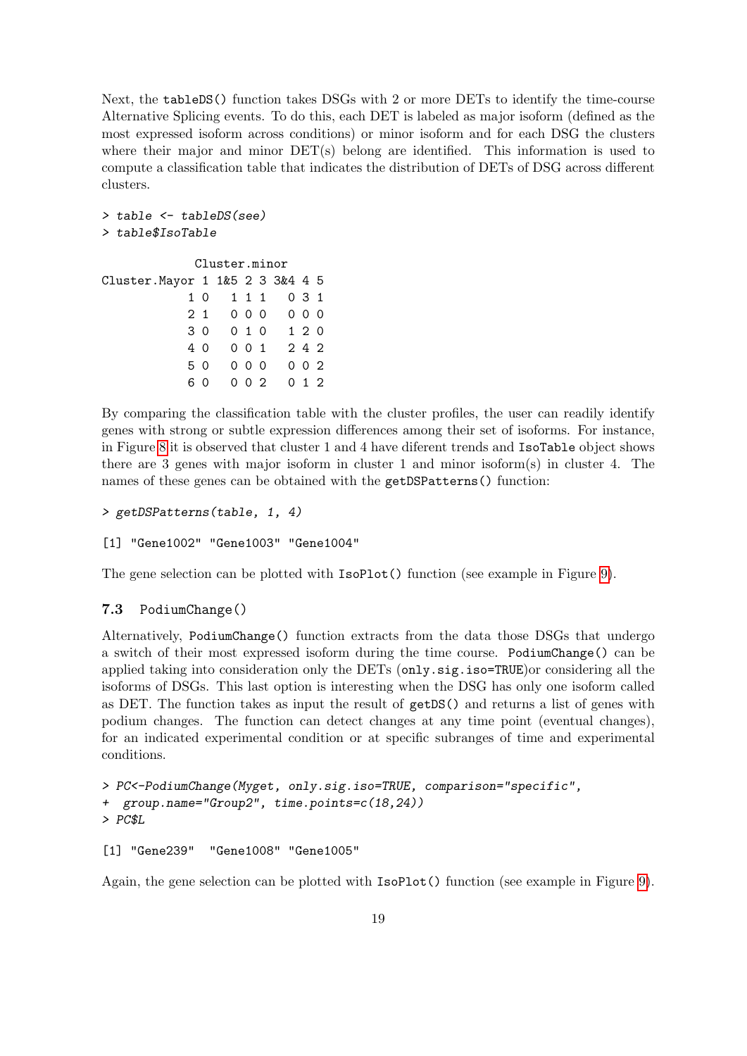Next, the tableDS() function takes DSGs with 2 or more DETs to identify the time-course Alternative Splicing events. To do this, each DET is labeled as major isoform (defined as the most expressed isoform across conditions) or minor isoform and for each DSG the clusters where their major and minor DET(s) belong are identified. This information is used to compute a classification table that indicates the distribution of DETs of DSG across different clusters.

```
> table <- tableDS(see)
> table$IsoTable

             Cluster.minor
Cluster.Mayor 1 1&5 2 3 3&4 4 5
            1 0   1 1 1   0 3 1
            2 1   0 0 0   0 0 0
            3 0   0 1 0   1 2 0
            4 0   0 0 1   2 4 2
            5 0   0 0 0   0 0 2
            6 0   0 0 2   0 1 2
```

By comparing the classification table with the cluster profiles, the user can readily identify genes with strong or subtle expression differences among their set of isoforms. For instance, in Figure 8 it is observed that cluster 1 and 4 have diferent trends and IsoTable object shows there are 3 genes with major isoform in cluster 1 and minor isoform(s) in cluster 4. The names of these genes can be obtained with the getDSPatterns() function:

```
> getDSPatterns(table, 1, 4)

[1] "Gene1002" "Gene1003" "Gene1004"
```

The gene selection can be plotted with IsoPlot() function (see example in Figure 9).

### 7.3 PodiumChange()

Alternatively, PodiumChange() function extracts from the data those DSGs that undergo a switch of their most expressed isoform during the time course. PodiumChange() can be applied taking into consideration only the DETs (only.sig.iso=TRUE)or considering all the isoforms of DSGs. This last option is interesting when the DSG has only one isoform called as DET. The function takes as input the result of getDS() and returns a list of genes with podium changes. The function can detect changes at any time point (eventual changes), for an indicated experimental condition or at specific subranges of time and experimental conditions.

```
> PC<-PodiumChange(Myget, only.sig.iso=TRUE, comparison="specific",
+  group.name="Group2", time.points=c(18,24))
> PC$L

[1] "Gene239"  "Gene1008" "Gene1005"
```

Again, the gene selection can be plotted with IsoPlot() function (see example in Figure 9).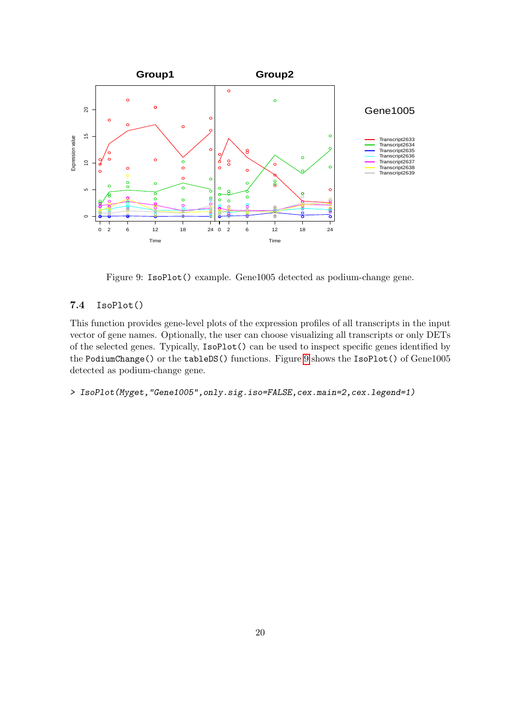Figure 9: IsoPlot() example. Gene1005 detected as podium-change gene.

## 7.4 IsoPlot()

This function provides gene-level plots of the expression profiles of all transcripts in the input vector of gene names. Optionally, the user can choose visualizing all transcripts or only DETs of the selected genes. Typically, IsoPlot() can be used to inspect specific genes identified by the PodiumChange() or the tableDS() functions. Figure 9 shows the IsoPlot() of Gene1005 detected as podium-change gene.

```
> IsoPlot(Myget,"Gene1005",only.sig.iso=FALSE,cex.main=2,cex.legend=1)
```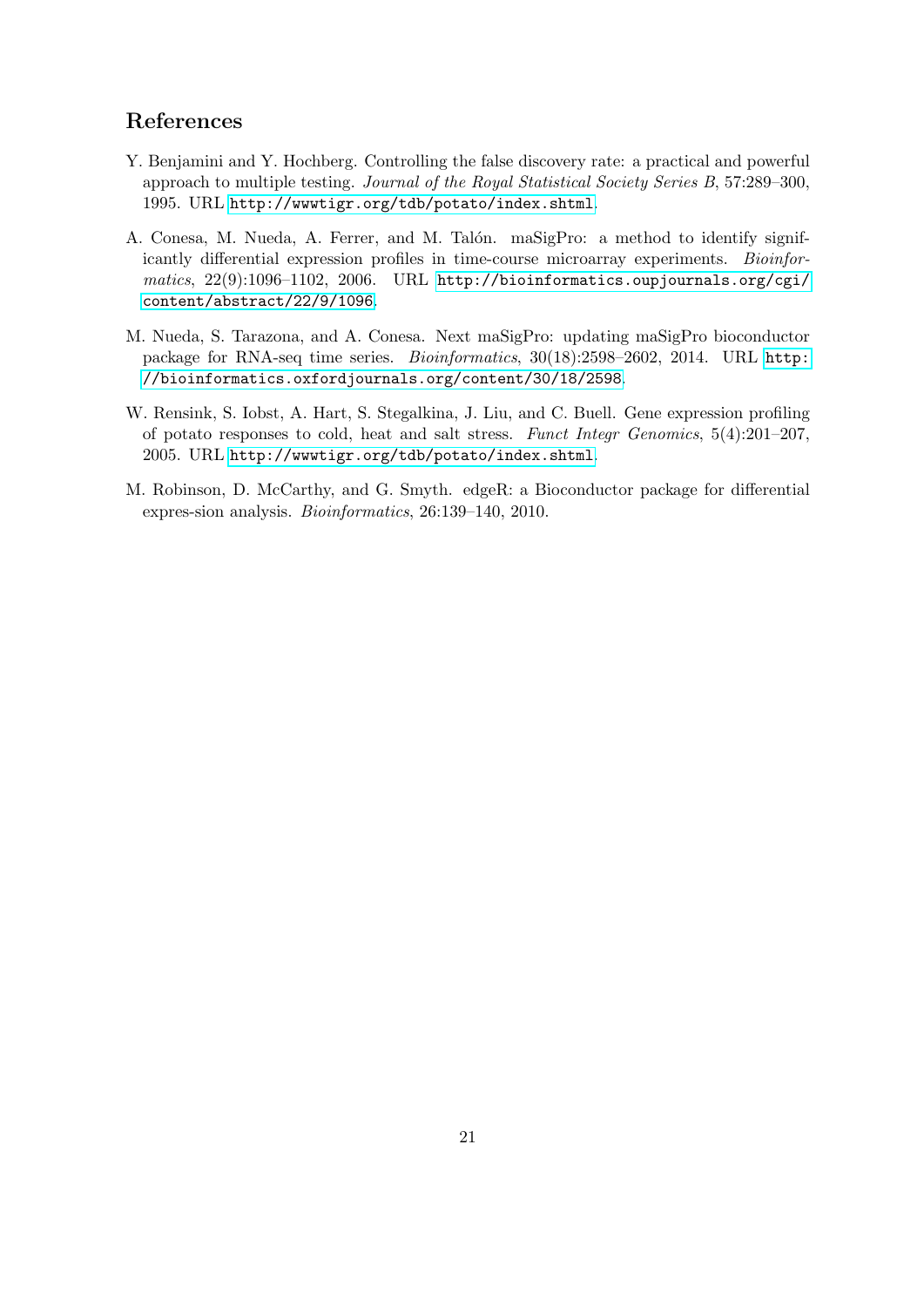# References

Y. Benjamini and Y. Hochberg. Controlling the false discovery rate: a practical and powerful approach to multiple testing. *Journal of the Royal Statistical Society Series B*, 57:289–300, 1995. URL http://wwwtigr.org/tdb/potato/index.shtml.

A. Conesa, M. Nueda, A. Ferrer, and M. Talón. maSigPro: a method to identify significantly differential expression profiles in time-course microarray experiments. *Bioinformatics*, 22(9):1096–1102, 2006. URL http://bioinformatics.oupjournals.org/cgi/content/abstract/22/9/1096.

M. Nueda, S. Tarazona, and A. Conesa. Next maSigPro: updating maSigPro bioconductor package for RNA-seq time series. *Bioinformatics*, 30(18):2598–2602, 2014. URL http://bioinformatics.oxfordjournals.org/content/30/18/2598.

W. Rensink, S. Iobst, A. Hart, S. Stegalkina, J. Liu, and C. Buell. Gene expression profiling of potato responses to cold, heat and salt stress. *Funct Integr Genomics*, 5(4):201–207, 2005. URL http://wwwtigr.org/tdb/potato/index.shtml.

M. Robinson, D. McCarthy, and G. Smyth. edgeR: a Bioconductor package for differential expres-sion analysis. *Bioinformatics*, 26:139–140, 2010.